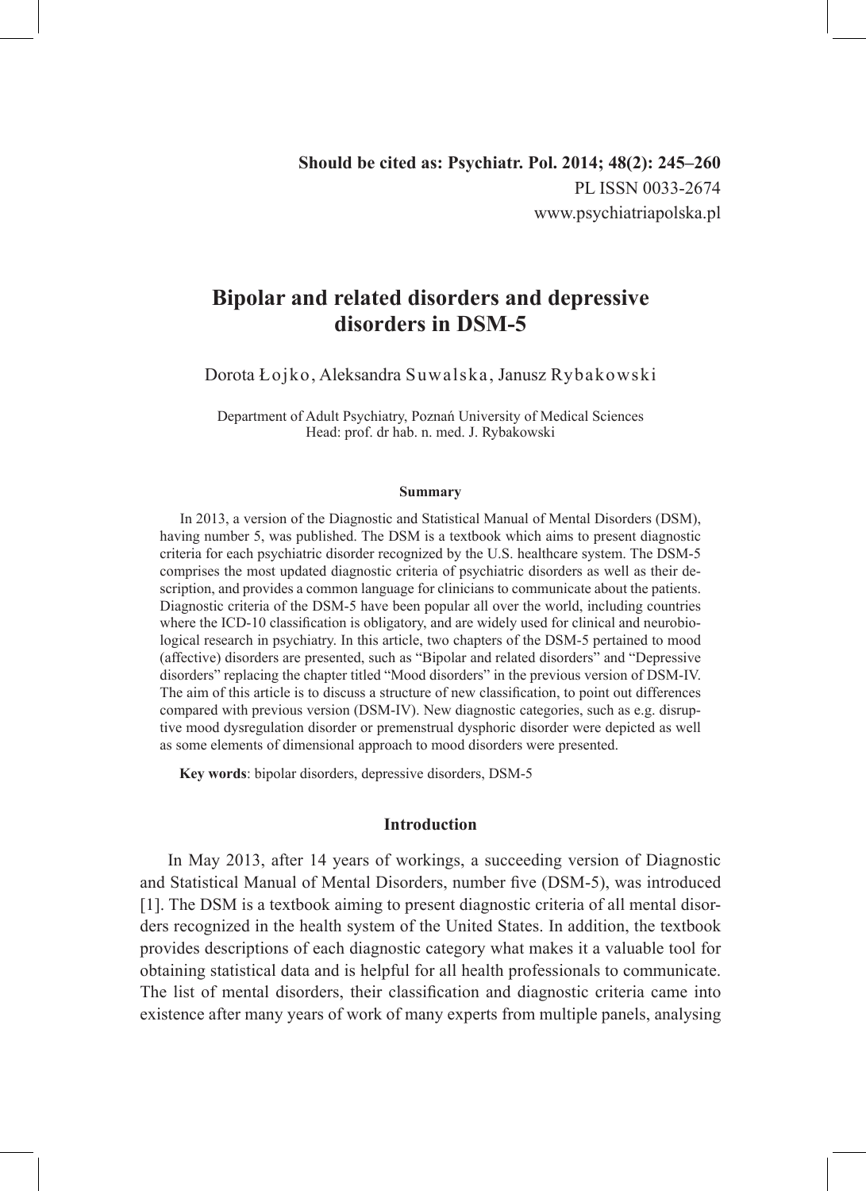**Should be cited as: Psychiatr. Pol. 2014; 48(2): 245–260**
PL ISSN 0033-2674
www.psychiatriapolska.pl

# Bipolar and related disorders and depressive disorders in DSM-5

Dorota Łojko, Aleksandra Suwalska, Janusz Rybakowski

Department of Adult Psychiatry, Poznań University of Medical Sciences
Head: prof. dr hab. n. med. J. Rybakowski

**Summary**

In 2013, a version of the Diagnostic and Statistical Manual of Mental Disorders (DSM), having number 5, was published. The DSM is a textbook which aims to present diagnostic criteria for each psychiatric disorder recognized by the U.S. healthcare system. The DSM-5 comprises the most updated diagnostic criteria of psychiatric disorders as well as their description, and provides a common language for clinicians to communicate about the patients. Diagnostic criteria of the DSM-5 have been popular all over the world, including countries where the ICD-10 classification is obligatory, and are widely used for clinical and neurobiological research in psychiatry. In this article, two chapters of the DSM-5 pertained to mood (affective) disorders are presented, such as "Bipolar and related disorders" and "Depressive disorders" replacing the chapter titled "Mood disorders" in the previous version of DSM-IV. The aim of this article is to discuss a structure of new classification, to point out differences compared with previous version (DSM-IV). New diagnostic categories, such as e.g. disruptive mood dysregulation disorder or premenstrual dysphoric disorder were depicted as well as some elements of dimensional approach to mood disorders were presented.

**Key words**: bipolar disorders, depressive disorders, DSM-5

## Introduction

In May 2013, after 14 years of workings, a succeeding version of Diagnostic and Statistical Manual of Mental Disorders, number five (DSM-5), was introduced [1]. The DSM is a textbook aiming to present diagnostic criteria of all mental disorders recognized in the health system of the United States. In addition, the textbook provides descriptions of each diagnostic category what makes it a valuable tool for obtaining statistical data and is helpful for all health professionals to communicate. The list of mental disorders, their classification and diagnostic criteria came into existence after many years of work of many experts from multiple panels, analysing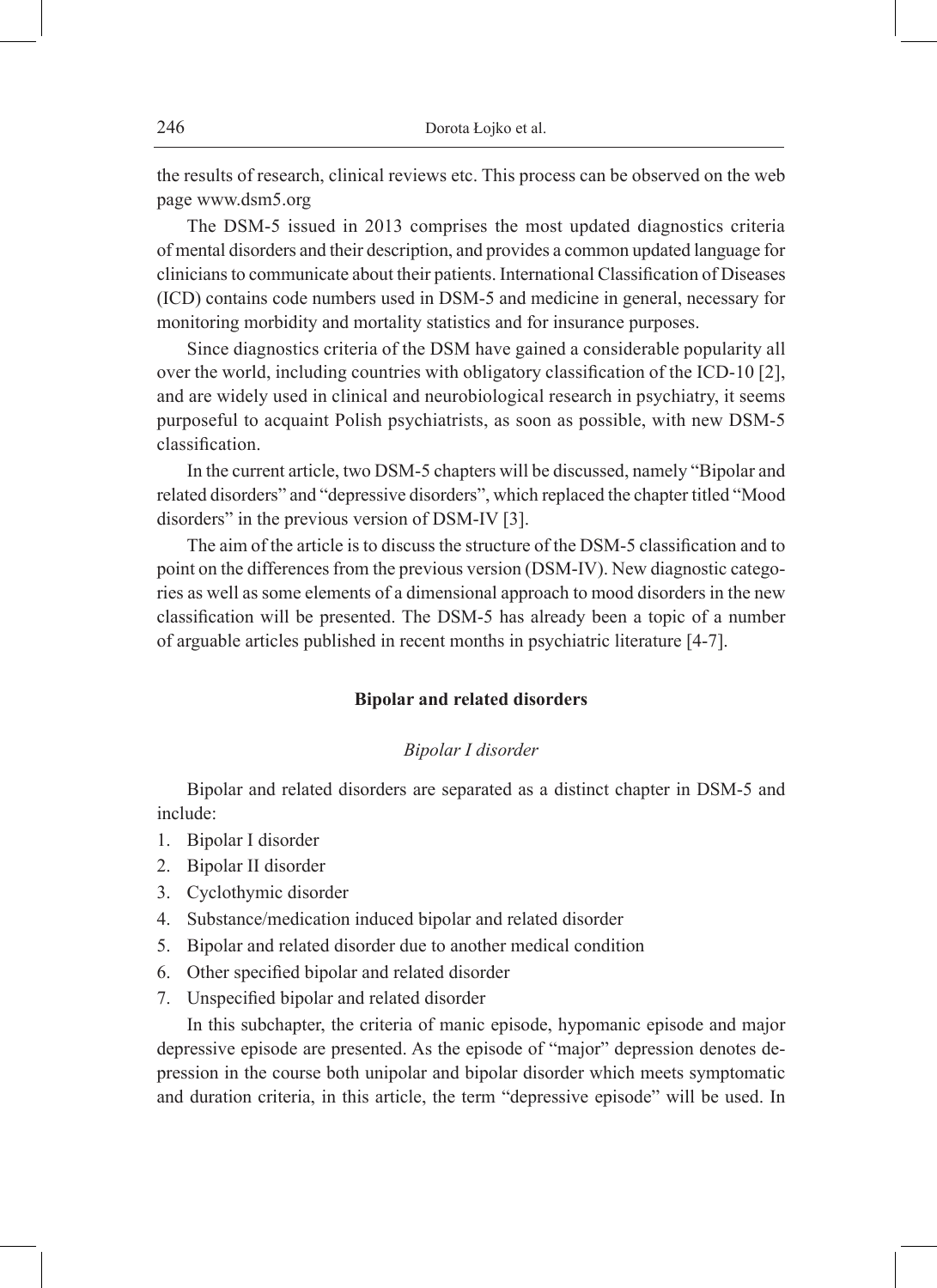the results of research, clinical reviews etc. This process can be observed on the web page www.dsm5.org

The DSM-5 issued in 2013 comprises the most updated diagnostics criteria of mental disorders and their description, and provides a common updated language for clinicians to communicate about their patients. International Classification of Diseases (ICD) contains code numbers used in DSM-5 and medicine in general, necessary for monitoring morbidity and mortality statistics and for insurance purposes.

Since diagnostics criteria of the DSM have gained a considerable popularity all over the world, including countries with obligatory classification of the ICD-10 [2], and are widely used in clinical and neurobiological research in psychiatry, it seems purposeful to acquaint Polish psychiatrists, as soon as possible, with new DSM-5 classification.

In the current article, two DSM-5 chapters will be discussed, namely "Bipolar and related disorders" and "depressive disorders", which replaced the chapter titled "Mood disorders" in the previous version of DSM-IV [3].

The aim of the article is to discuss the structure of the DSM-5 classification and to point on the differences from the previous version (DSM-IV). New diagnostic categories as well as some elements of a dimensional approach to mood disorders in the new classification will be presented. The DSM-5 has already been a topic of a number of arguable articles published in recent months in psychiatric literature [4-7].

## Bipolar and related disorders

### *Bipolar I disorder*

Bipolar and related disorders are separated as a distinct chapter in DSM-5 and include:

1. Bipolar I disorder
2. Bipolar II disorder
3. Cyclothymic disorder
4. Substance/medication induced bipolar and related disorder
5. Bipolar and related disorder due to another medical condition
6. Other specified bipolar and related disorder
7. Unspecified bipolar and related disorder

In this subchapter, the criteria of manic episode, hypomanic episode and major depressive episode are presented. As the episode of "major" depression denotes depression in the course both unipolar and bipolar disorder which meets symptomatic and duration criteria, in this article, the term "depressive episode" will be used. In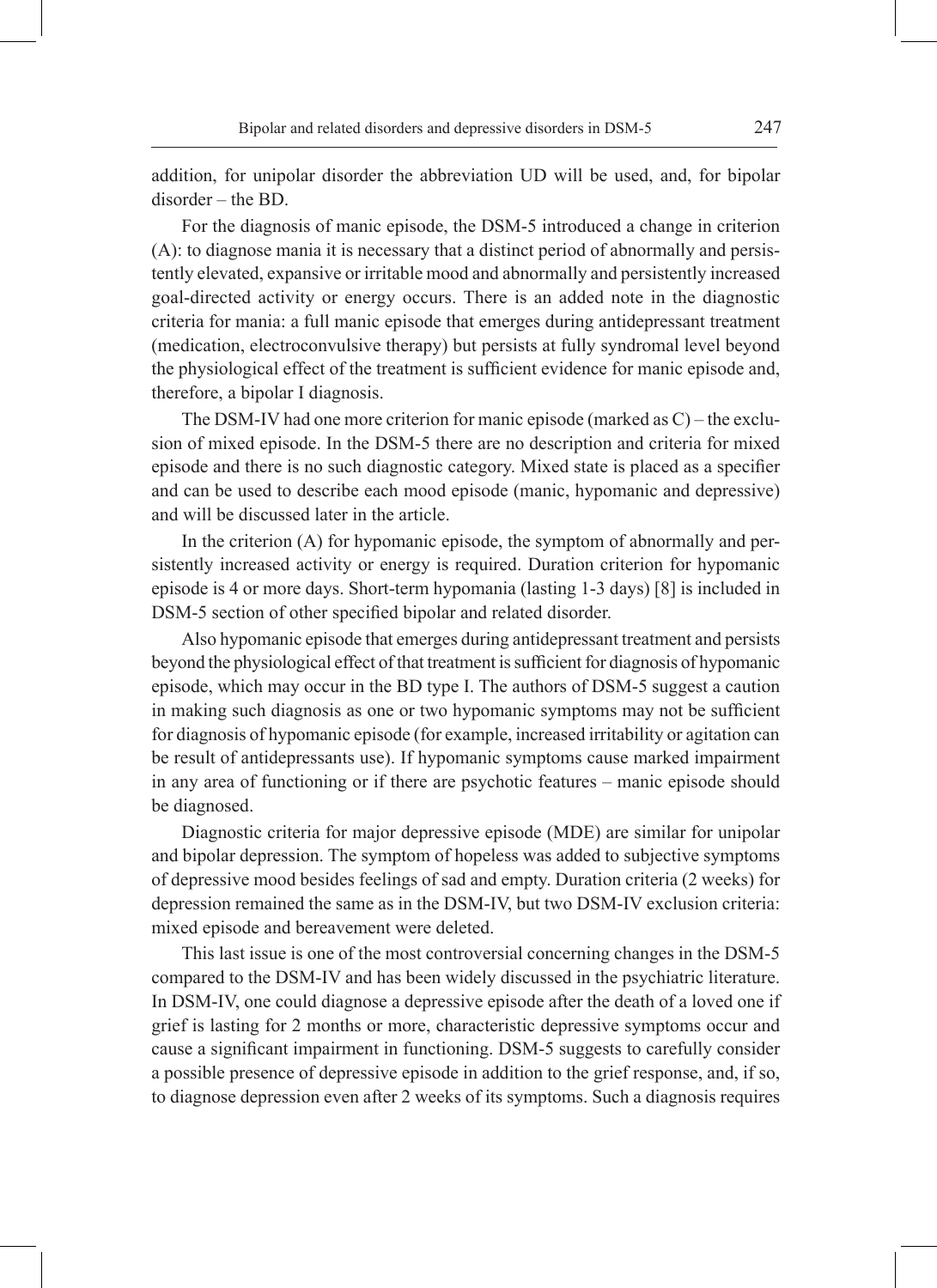addition, for unipolar disorder the abbreviation UD will be used, and, for bipolar disorder – the BD.

For the diagnosis of manic episode, the DSM-5 introduced a change in criterion (A): to diagnose mania it is necessary that a distinct period of abnormally and persistently elevated, expansive or irritable mood and abnormally and persistently increased goal-directed activity or energy occurs. There is an added note in the diagnostic criteria for mania: a full manic episode that emerges during antidepressant treatment (medication, electroconvulsive therapy) but persists at fully syndromal level beyond the physiological effect of the treatment is sufficient evidence for manic episode and, therefore, a bipolar I diagnosis.

The DSM-IV had one more criterion for manic episode (marked as C) – the exclusion of mixed episode. In the DSM-5 there are no description and criteria for mixed episode and there is no such diagnostic category. Mixed state is placed as a specifier and can be used to describe each mood episode (manic, hypomanic and depressive) and will be discussed later in the article.

In the criterion (A) for hypomanic episode, the symptom of abnormally and persistently increased activity or energy is required. Duration criterion for hypomanic episode is 4 or more days. Short-term hypomania (lasting 1-3 days) [8] is included in DSM-5 section of other specified bipolar and related disorder.

Also hypomanic episode that emerges during antidepressant treatment and persists beyond the physiological effect of that treatment is sufficient for diagnosis of hypomanic episode, which may occur in the BD type I. The authors of DSM-5 suggest a caution in making such diagnosis as one or two hypomanic symptoms may not be sufficient for diagnosis of hypomanic episode (for example, increased irritability or agitation can be result of antidepressants use). If hypomanic symptoms cause marked impairment in any area of functioning or if there are psychotic features – manic episode should be diagnosed.

Diagnostic criteria for major depressive episode (MDE) are similar for unipolar and bipolar depression. The symptom of hopeless was added to subjective symptoms of depressive mood besides feelings of sad and empty. Duration criteria (2 weeks) for depression remained the same as in the DSM-IV, but two DSM-IV exclusion criteria: mixed episode and bereavement were deleted.

This last issue is one of the most controversial concerning changes in the DSM-5 compared to the DSM-IV and has been widely discussed in the psychiatric literature. In DSM-IV, one could diagnose a depressive episode after the death of a loved one if grief is lasting for 2 months or more, characteristic depressive symptoms occur and cause a significant impairment in functioning. DSM-5 suggests to carefully consider a possible presence of depressive episode in addition to the grief response, and, if so, to diagnose depression even after 2 weeks of its symptoms. Such a diagnosis requires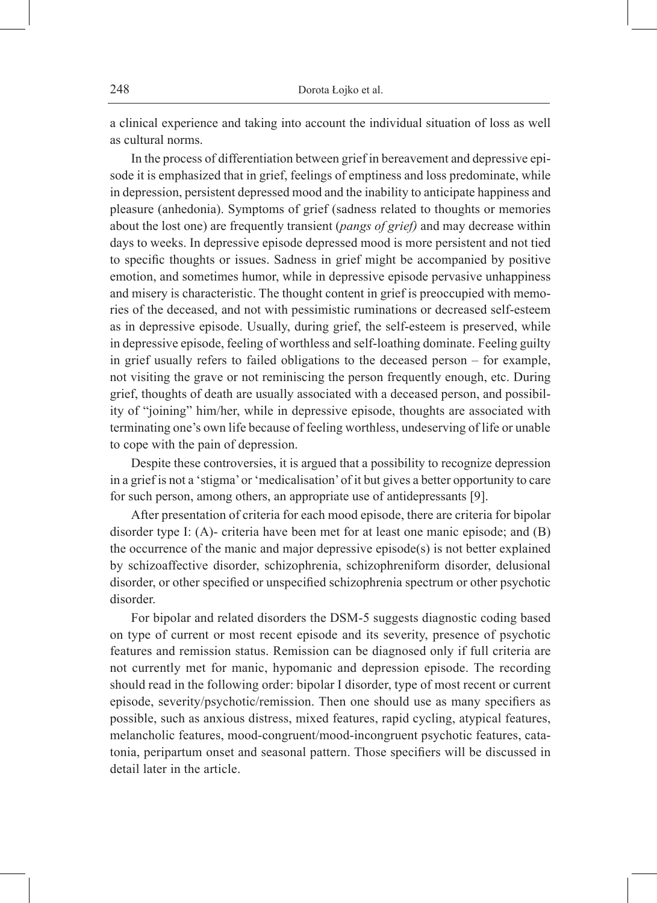a clinical experience and taking into account the individual situation of loss as well as cultural norms.

In the process of differentiation between grief in bereavement and depressive episode it is emphasized that in grief, feelings of emptiness and loss predominate, while in depression, persistent depressed mood and the inability to anticipate happiness and pleasure (anhedonia). Symptoms of grief (sadness related to thoughts or memories about the lost one) are frequently transient (*pangs of grief)* and may decrease within days to weeks. In depressive episode depressed mood is more persistent and not tied to specific thoughts or issues. Sadness in grief might be accompanied by positive emotion, and sometimes humor, while in depressive episode pervasive unhappiness and misery is characteristic. The thought content in grief is preoccupied with memories of the deceased, and not with pessimistic ruminations or decreased self-esteem as in depressive episode. Usually, during grief, the self-esteem is preserved, while in depressive episode, feeling of worthless and self-loathing dominate. Feeling guilty in grief usually refers to failed obligations to the deceased person – for example, not visiting the grave or not reminiscing the person frequently enough, etc. During grief, thoughts of death are usually associated with a deceased person, and possibility of "joining" him/her, while in depressive episode, thoughts are associated with terminating one's own life because of feeling worthless, undeserving of life or unable to cope with the pain of depression.

Despite these controversies, it is argued that a possibility to recognize depression in a grief is not a 'stigma' or 'medicalisation' of it but gives a better opportunity to care for such person, among others, an appropriate use of antidepressants [9].

After presentation of criteria for each mood episode, there are criteria for bipolar disorder type I: (A)- criteria have been met for at least one manic episode; and (B) the occurrence of the manic and major depressive episode(s) is not better explained by schizoaffective disorder, schizophrenia, schizophreniform disorder, delusional disorder, or other specified or unspecified schizophrenia spectrum or other psychotic disorder.

For bipolar and related disorders the DSM-5 suggests diagnostic coding based on type of current or most recent episode and its severity, presence of psychotic features and remission status. Remission can be diagnosed only if full criteria are not currently met for manic, hypomanic and depression episode. The recording should read in the following order: bipolar I disorder, type of most recent or current episode, severity/psychotic/remission. Then one should use as many specifiers as possible, such as anxious distress, mixed features, rapid cycling, atypical features, melancholic features, mood-congruent/mood-incongruent psychotic features, catatonia, peripartum onset and seasonal pattern. Those specifiers will be discussed in detail later in the article.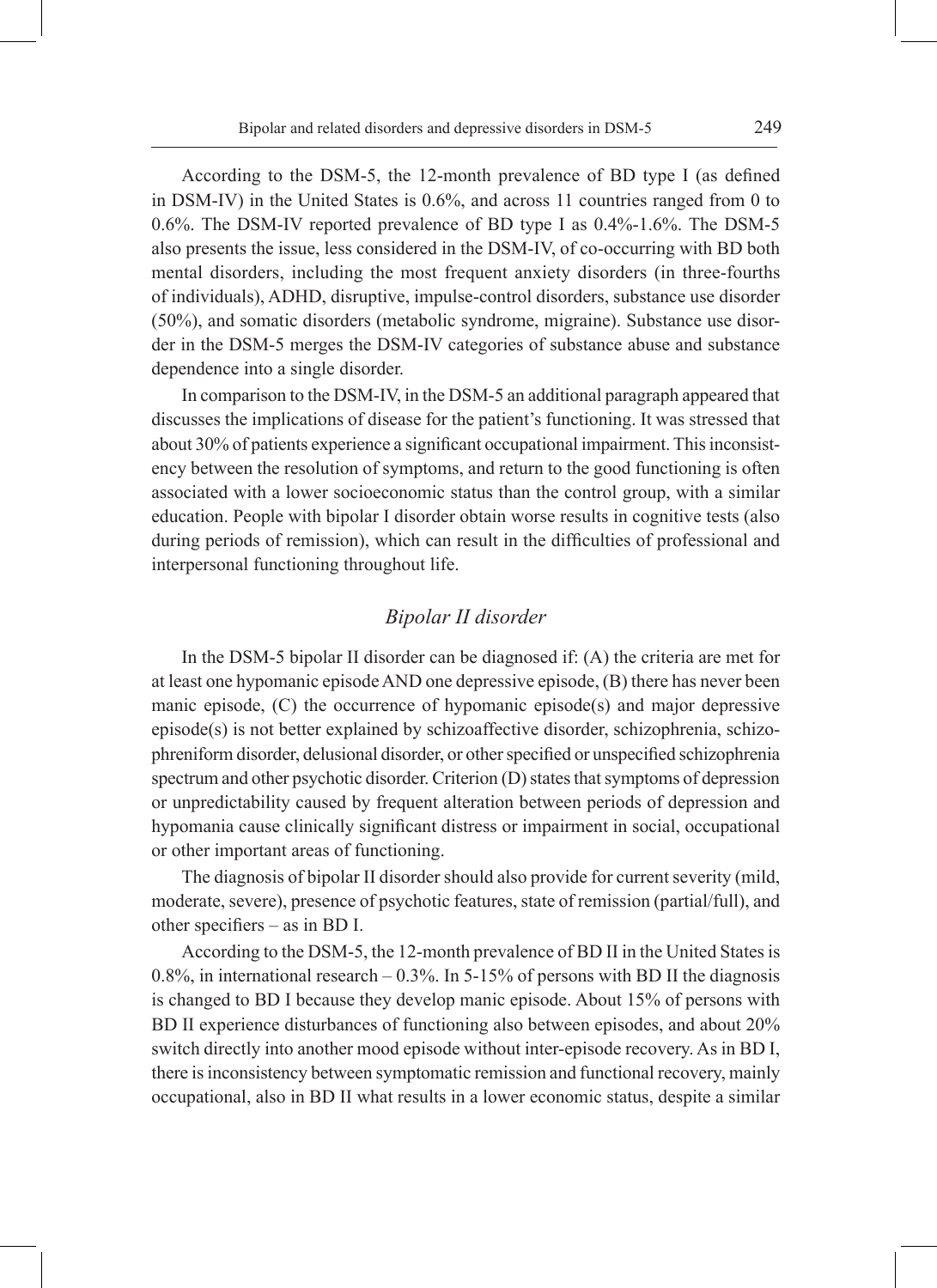According to the DSM-5, the 12-month prevalence of BD type I (as defined in DSM-IV) in the United States is 0.6%, and across 11 countries ranged from 0 to 0.6%. The DSM-IV reported prevalence of BD type I as 0.4%-1.6%. The DSM-5 also presents the issue, less considered in the DSM-IV, of co-occurring with BD both mental disorders, including the most frequent anxiety disorders (in three-fourths of individuals), ADHD, disruptive, impulse-control disorders, substance use disorder (50%), and somatic disorders (metabolic syndrome, migraine). Substance use disorder in the DSM-5 merges the DSM-IV categories of substance abuse and substance dependence into a single disorder.

In comparison to the DSM-IV, in the DSM-5 an additional paragraph appeared that discusses the implications of disease for the patient's functioning. It was stressed that about 30% of patients experience a significant occupational impairment. This inconsistency between the resolution of symptoms, and return to the good functioning is often associated with a lower socioeconomic status than the control group, with a similar education. People with bipolar I disorder obtain worse results in cognitive tests (also during periods of remission), which can result in the difficulties of professional and interpersonal functioning throughout life.

### *Bipolar II disorder*

In the DSM-5 bipolar II disorder can be diagnosed if: (A) the criteria are met for at least one hypomanic episode AND one depressive episode, (B) there has never been manic episode, (C) the occurrence of hypomanic episode(s) and major depressive episode(s) is not better explained by schizoaffective disorder, schizophrenia, schizophreniform disorder, delusional disorder, or other specified or unspecified schizophrenia spectrum and other psychotic disorder. Criterion (D) states that symptoms of depression or unpredictability caused by frequent alteration between periods of depression and hypomania cause clinically significant distress or impairment in social, occupational or other important areas of functioning.

The diagnosis of bipolar II disorder should also provide for current severity (mild, moderate, severe), presence of psychotic features, state of remission (partial/full), and other specifiers – as in BD I.

According to the DSM-5, the 12-month prevalence of BD II in the United States is 0.8%, in international research – 0.3%. In 5-15% of persons with BD II the diagnosis is changed to BD I because they develop manic episode. About 15% of persons with BD II experience disturbances of functioning also between episodes, and about 20% switch directly into another mood episode without inter-episode recovery. As in BD I, there is inconsistency between symptomatic remission and functional recovery, mainly occupational, also in BD II what results in a lower economic status, despite a similar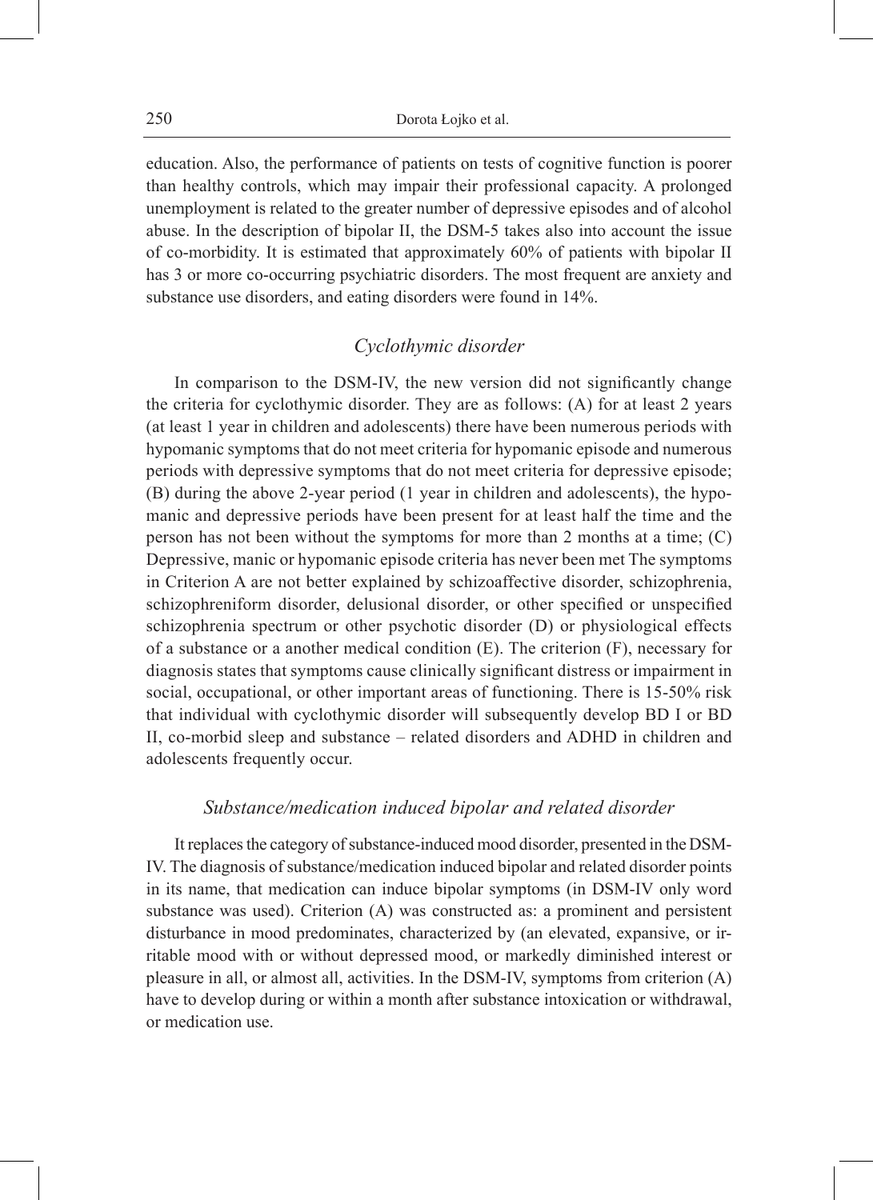education. Also, the performance of patients on tests of cognitive function is poorer than healthy controls, which may impair their professional capacity. A prolonged unemployment is related to the greater number of depressive episodes and of alcohol abuse. In the description of bipolar II, the DSM-5 takes also into account the issue of co-morbidity. It is estimated that approximately 60% of patients with bipolar II has 3 or more co-occurring psychiatric disorders. The most frequent are anxiety and substance use disorders, and eating disorders were found in 14%.

### *Cyclothymic disorder*

In comparison to the DSM-IV, the new version did not significantly change the criteria for cyclothymic disorder. They are as follows: (A) for at least 2 years (at least 1 year in children and adolescents) there have been numerous periods with hypomanic symptoms that do not meet criteria for hypomanic episode and numerous periods with depressive symptoms that do not meet criteria for depressive episode; (B) during the above 2-year period (1 year in children and adolescents), the hypomanic and depressive periods have been present for at least half the time and the person has not been without the symptoms for more than 2 months at a time; (C) Depressive, manic or hypomanic episode criteria has never been met The symptoms in Criterion A are not better explained by schizoaffective disorder, schizophrenia, schizophreniform disorder, delusional disorder, or other specified or unspecified schizophrenia spectrum or other psychotic disorder (D) or physiological effects of a substance or a another medical condition (E). The criterion (F), necessary for diagnosis states that symptoms cause clinically significant distress or impairment in social, occupational, or other important areas of functioning. There is 15-50% risk that individual with cyclothymic disorder will subsequently develop BD I or BD II, co-morbid sleep and substance – related disorders and ADHD in children and adolescents frequently occur.

### *Substance/medication induced bipolar and related disorder*

It replaces the category of substance-induced mood disorder, presented in the DSM-IV. The diagnosis of substance/medication induced bipolar and related disorder points in its name, that medication can induce bipolar symptoms (in DSM-IV only word substance was used). Criterion (A) was constructed as: a prominent and persistent disturbance in mood predominates, characterized by (an elevated, expansive, or irritable mood with or without depressed mood, or markedly diminished interest or pleasure in all, or almost all, activities. In the DSM-IV, symptoms from criterion (A) have to develop during or within a month after substance intoxication or withdrawal, or medication use.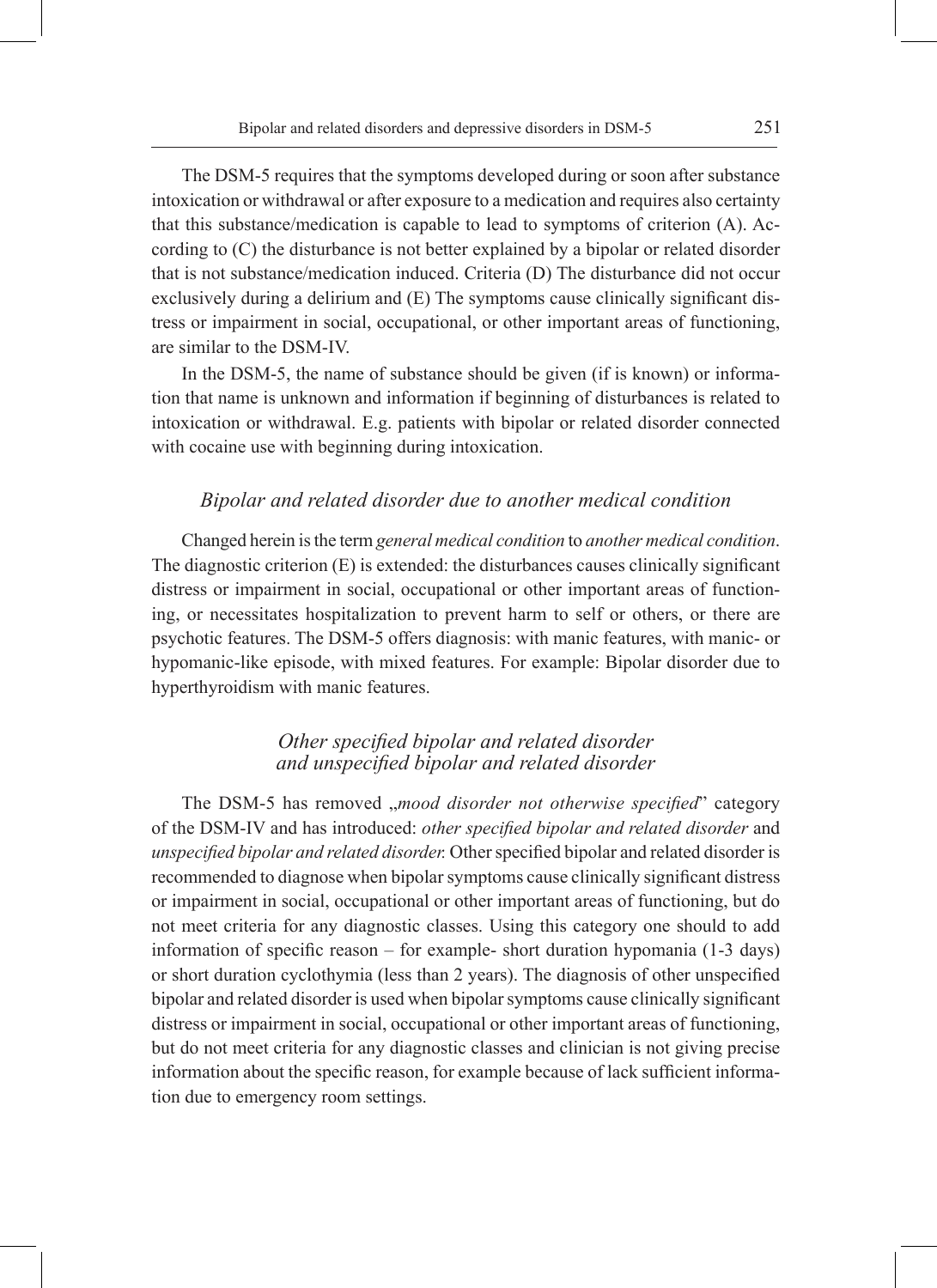The DSM-5 requires that the symptoms developed during or soon after substance intoxication or withdrawal or after exposure to a medication and requires also certainty that this substance/medication is capable to lead to symptoms of criterion (A). According to (C) the disturbance is not better explained by a bipolar or related disorder that is not substance/medication induced. Criteria (D) The disturbance did not occur exclusively during a delirium and (E) The symptoms cause clinically significant distress or impairment in social, occupational, or other important areas of functioning, are similar to the DSM-IV.

In the DSM-5, the name of substance should be given (if is known) or information that name is unknown and information if beginning of disturbances is related to intoxication or withdrawal. E.g. patients with bipolar or related disorder connected with cocaine use with beginning during intoxication.

### *Bipolar and related disorder due to another medical condition*

Changed herein is the term *general medical condition* to *another medical condition*. The diagnostic criterion (E) is extended: the disturbances causes clinically significant distress or impairment in social, occupational or other important areas of functioning, or necessitates hospitalization to prevent harm to self or others, or there are psychotic features. The DSM-5 offers diagnosis: with manic features, with manic- or hypomanic-like episode, with mixed features. For example: Bipolar disorder due to hyperthyroidism with manic features.

### *Other specified bipolar and related disorder and unspecified bipolar and related disorder*

The DSM-5 has removed „*mood disorder not otherwise specified*" category of the DSM-IV and has introduced: *other specified bipolar and related disorder* and *unspecified bipolar and related disorder.* Other specified bipolar and related disorder is recommended to diagnose when bipolar symptoms cause clinically significant distress or impairment in social, occupational or other important areas of functioning, but do not meet criteria for any diagnostic classes. Using this category one should to add information of specific reason – for example- short duration hypomania (1-3 days) or short duration cyclothymia (less than 2 years). The diagnosis of other unspecified bipolar and related disorder is used when bipolar symptoms cause clinically significant distress or impairment in social, occupational or other important areas of functioning, but do not meet criteria for any diagnostic classes and clinician is not giving precise information about the specific reason, for example because of lack sufficient information due to emergency room settings.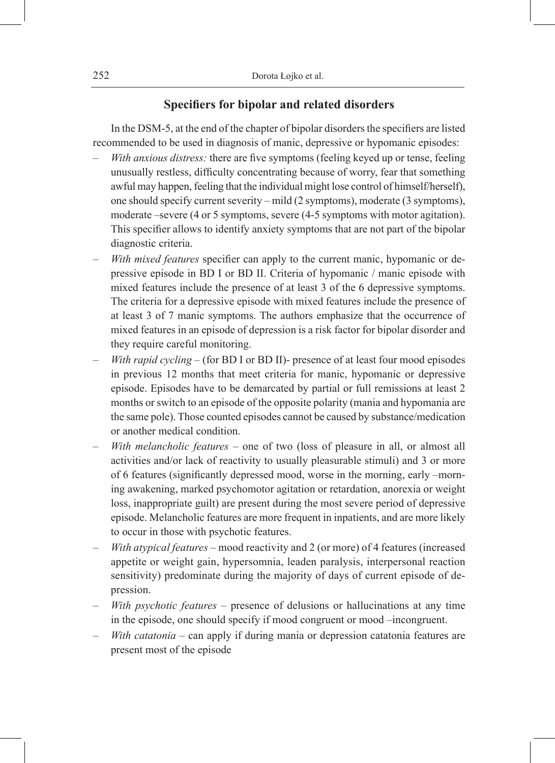## Specifiers for bipolar and related disorders

In the DSM-5, at the end of the chapter of bipolar disorders the specifiers are listed recommended to be used in diagnosis of manic, depressive or hypomanic episodes:

- *With anxious distress:* there are five symptoms (feeling keyed up or tense, feeling unusually restless, difficulty concentrating because of worry, fear that something awful may happen, feeling that the individual might lose control of himself/herself), one should specify current severity – mild (2 symptoms), moderate (3 symptoms), moderate –severe (4 or 5 symptoms, severe (4-5 symptoms with motor agitation). This specifier allows to identify anxiety symptoms that are not part of the bipolar diagnostic criteria.
- *With mixed features* specifier can apply to the current manic, hypomanic or depressive episode in BD I or BD II. Criteria of hypomanic / manic episode with mixed features include the presence of at least 3 of the 6 depressive symptoms. The criteria for a depressive episode with mixed features include the presence of at least 3 of 7 manic symptoms. The authors emphasize that the occurrence of mixed features in an episode of depression is a risk factor for bipolar disorder and they require careful monitoring.
- *With rapid cycling* – (for BD I or BD II)- presence of at least four mood episodes in previous 12 months that meet criteria for manic, hypomanic or depressive episode. Episodes have to be demarcated by partial or full remissions at least 2 months or switch to an episode of the opposite polarity (mania and hypomania are the same pole). Those counted episodes cannot be caused by substance/medication or another medical condition.
- *With melancholic features* – one of two (loss of pleasure in all, or almost all activities and/or lack of reactivity to usually pleasurable stimuli) and 3 or more of 6 features (significantly depressed mood, worse in the morning, early –morning awakening, marked psychomotor agitation or retardation, anorexia or weight loss, inappropriate guilt) are present during the most severe period of depressive episode. Melancholic features are more frequent in inpatients, and are more likely to occur in those with psychotic features.
- *With atypical features* – mood reactivity and 2 (or more) of 4 features (increased appetite or weight gain, hypersomnia, leaden paralysis, interpersonal reaction sensitivity) predominate during the majority of days of current episode of depression.
- *With psychotic features* – presence of delusions or hallucinations at any time in the episode, one should specify if mood congruent or mood –incongruent.
- *With catatonia* – can apply if during mania or depression catatonia features are present most of the episode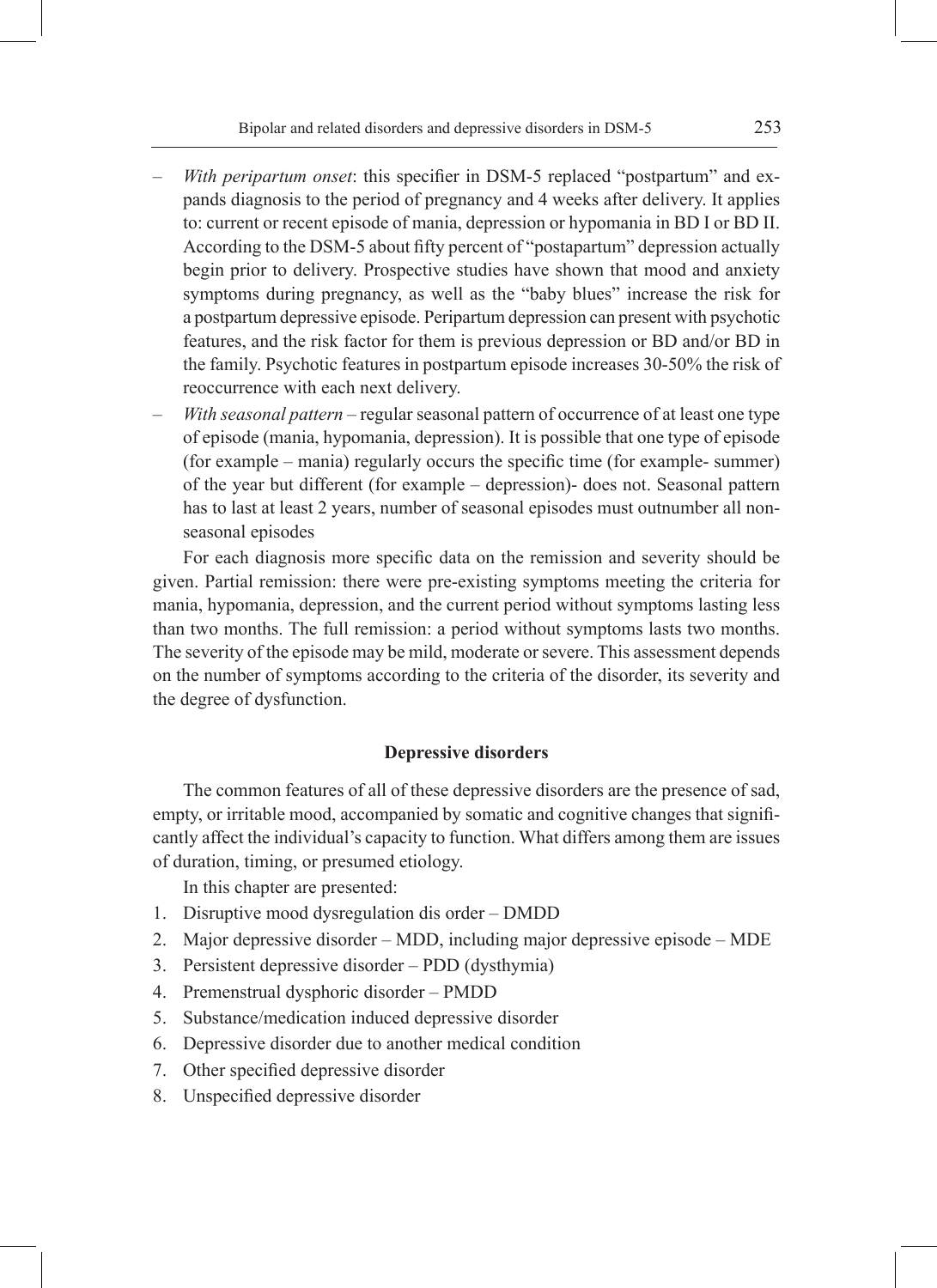- *With peripartum onset*: this specifier in DSM-5 replaced "postpartum" and expands diagnosis to the period of pregnancy and 4 weeks after delivery. It applies to: current or recent episode of mania, depression or hypomania in BD I or BD II. According to the DSM-5 about fifty percent of "postapartum" depression actually begin prior to delivery. Prospective studies have shown that mood and anxiety symptoms during pregnancy, as well as the "baby blues" increase the risk for a postpartum depressive episode. Peripartum depression can present with psychotic features, and the risk factor for them is previous depression or BD and/or BD in the family. Psychotic features in postpartum episode increases 30-50% the risk of reoccurrence with each next delivery.
- *With seasonal pattern* – regular seasonal pattern of occurrence of at least one type of episode (mania, hypomania, depression). It is possible that one type of episode (for example – mania) regularly occurs the specific time (for example- summer) of the year but different (for example – depression)- does not. Seasonal pattern has to last at least 2 years, number of seasonal episodes must outnumber all non-seasonal episodes

For each diagnosis more specific data on the remission and severity should be given. Partial remission: there were pre-existing symptoms meeting the criteria for mania, hypomania, depression, and the current period without symptoms lasting less than two months. The full remission: a period without symptoms lasts two months. The severity of the episode may be mild, moderate or severe. This assessment depends on the number of symptoms according to the criteria of the disorder, its severity and the degree of dysfunction.

## Depressive disorders

The common features of all of these depressive disorders are the presence of sad, empty, or irritable mood, accompanied by somatic and cognitive changes that significantly affect the individual's capacity to function. What differs among them are issues of duration, timing, or presumed etiology.

In this chapter are presented:

1. Disruptive mood dysregulation dis order – DMDD
2. Major depressive disorder – MDD, including major depressive episode – MDE
3. Persistent depressive disorder – PDD (dysthymia)
4. Premenstrual dysphoric disorder – PMDD
5. Substance/medication induced depressive disorder
6. Depressive disorder due to another medical condition
7. Other specified depressive disorder
8. Unspecified depressive disorder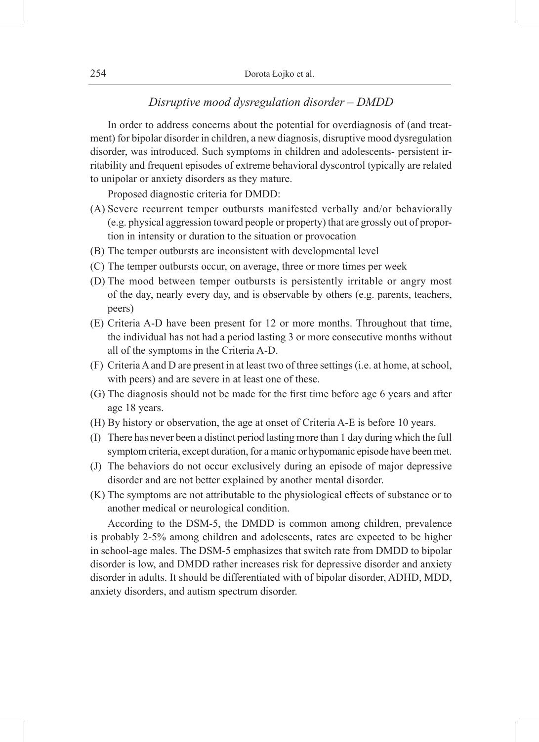### *Disruptive mood dysregulation disorder – DMDD*

In order to address concerns about the potential for overdiagnosis of (and treatment) for bipolar disorder in children, a new diagnosis, disruptive mood dysregulation disorder, was introduced. Such symptoms in children and adolescents- persistent irritability and frequent episodes of extreme behavioral dyscontrol typically are related to unipolar or anxiety disorders as they mature.

Proposed diagnostic criteria for DMDD:

(A) Severe recurrent temper outbursts manifested verbally and/or behaviorally (e.g. physical aggression toward people or property) that are grossly out of proportion in intensity or duration to the situation or provocation
(B) The temper outbursts are inconsistent with developmental level
(C) The temper outbursts occur, on average, three or more times per week
(D) The mood between temper outbursts is persistently irritable or angry most of the day, nearly every day, and is observable by others (e.g. parents, teachers, peers)
(E) Criteria A-D have been present for 12 or more months. Throughout that time, the individual has not had a period lasting 3 or more consecutive months without all of the symptoms in the Criteria A-D.
(F) Criteria A and D are present in at least two of three settings (i.e. at home, at school, with peers) and are severe in at least one of these.
(G) The diagnosis should not be made for the first time before age 6 years and after age 18 years.
(H) By history or observation, the age at onset of Criteria A-E is before 10 years.
(I) There has never been a distinct period lasting more than 1 day during which the full symptom criteria, except duration, for a manic or hypomanic episode have been met.
(J) The behaviors do not occur exclusively during an episode of major depressive disorder and are not better explained by another mental disorder.
(K) The symptoms are not attributable to the physiological effects of substance or to another medical or neurological condition.

According to the DSM-5, the DMDD is common among children, prevalence is probably 2-5% among children and adolescents, rates are expected to be higher in school-age males. The DSM-5 emphasizes that switch rate from DMDD to bipolar disorder is low, and DMDD rather increases risk for depressive disorder and anxiety disorder in adults. It should be differentiated with of bipolar disorder, ADHD, MDD, anxiety disorders, and autism spectrum disorder.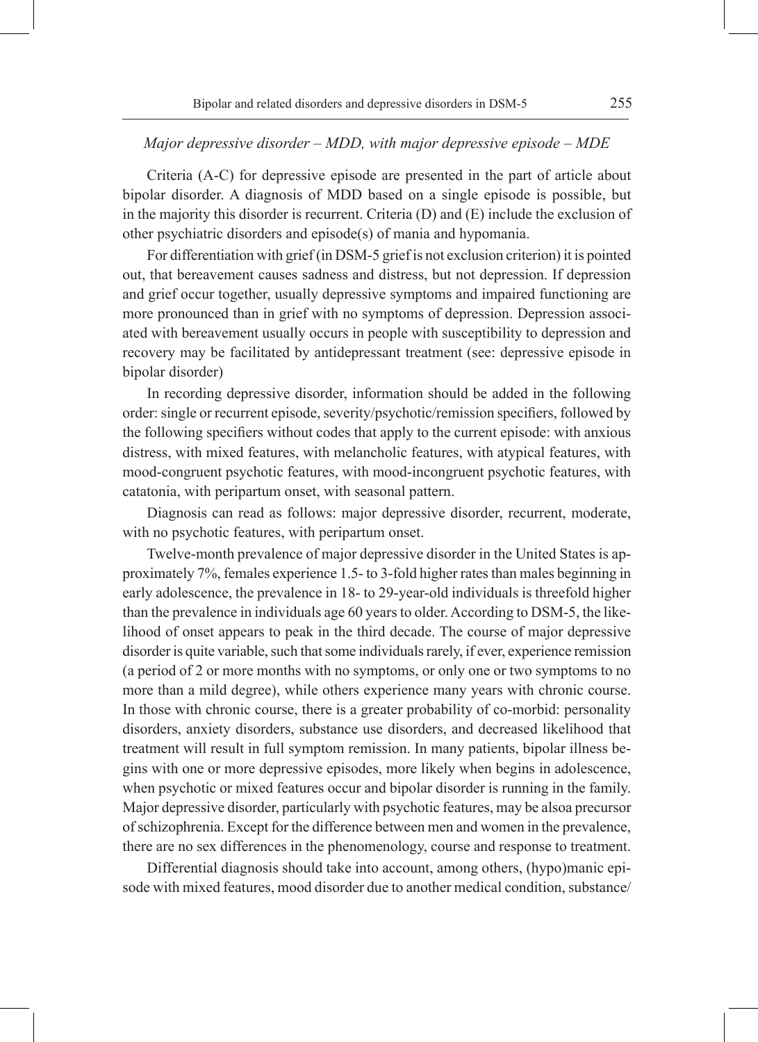*Major depressive disorder – MDD, with major depressive episode – MDE*

Criteria (A-C) for depressive episode are presented in the part of article about bipolar disorder. A diagnosis of MDD based on a single episode is possible, but in the majority this disorder is recurrent. Criteria (D) and (E) include the exclusion of other psychiatric disorders and episode(s) of mania and hypomania.

For differentiation with grief (in DSM-5 grief is not exclusion criterion) it is pointed out, that bereavement causes sadness and distress, but not depression. If depression and grief occur together, usually depressive symptoms and impaired functioning are more pronounced than in grief with no symptoms of depression. Depression associated with bereavement usually occurs in people with susceptibility to depression and recovery may be facilitated by antidepressant treatment (see: depressive episode in bipolar disorder)

In recording depressive disorder, information should be added in the following order: single or recurrent episode, severity/psychotic/remission specifiers, followed by the following specifiers without codes that apply to the current episode: with anxious distress, with mixed features, with melancholic features, with atypical features, with mood-congruent psychotic features, with mood-incongruent psychotic features, with catatonia, with peripartum onset, with seasonal pattern.

Diagnosis can read as follows: major depressive disorder, recurrent, moderate, with no psychotic features, with peripartum onset.

Twelve-month prevalence of major depressive disorder in the United States is approximately 7%, females experience 1.5- to 3-fold higher rates than males beginning in early adolescence, the prevalence in 18- to 29-year-old individuals is threefold higher than the prevalence in individuals age 60 years to older. According to DSM-5, the likelihood of onset appears to peak in the third decade. The course of major depressive disorder is quite variable, such that some individuals rarely, if ever, experience remission (a period of 2 or more months with no symptoms, or only one or two symptoms to no more than a mild degree), while others experience many years with chronic course. In those with chronic course, there is a greater probability of co-morbid: personality disorders, anxiety disorders, substance use disorders, and decreased likelihood that treatment will result in full symptom remission. In many patients, bipolar illness begins with one or more depressive episodes, more likely when begins in adolescence, when psychotic or mixed features occur and bipolar disorder is running in the family. Major depressive disorder, particularly with psychotic features, may be alsoa precursor of schizophrenia. Except for the difference between men and women in the prevalence, there are no sex differences in the phenomenology, course and response to treatment.

Differential diagnosis should take into account, among others, (hypo)manic episode with mixed features, mood disorder due to another medical condition, substance/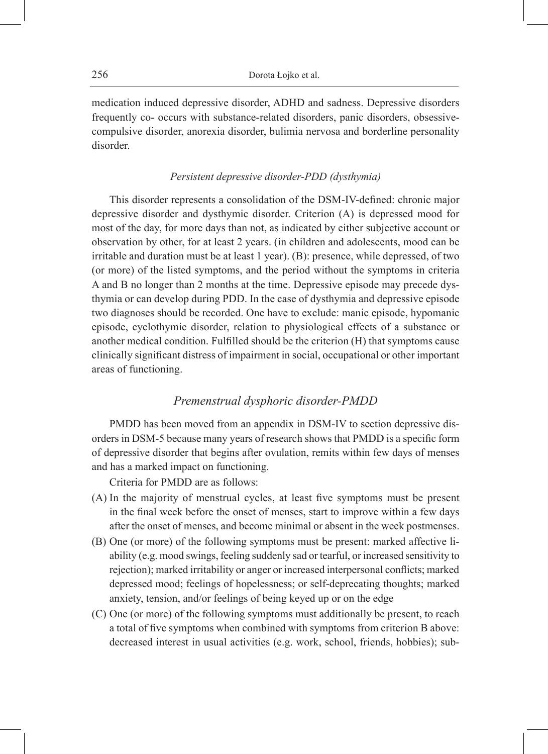medication induced depressive disorder, ADHD and sadness. Depressive disorders frequently co- occurs with substance-related disorders, panic disorders, obsessive-compulsive disorder, anorexia disorder, bulimia nervosa and borderline personality disorder.

### *Persistent depressive disorder-PDD (dysthymia)*

This disorder represents a consolidation of the DSM-IV-defined: chronic major depressive disorder and dysthymic disorder. Criterion (A) is depressed mood for most of the day, for more days than not, as indicated by either subjective account or observation by other, for at least 2 years. (in children and adolescents, mood can be irritable and duration must be at least 1 year). (B): presence, while depressed, of two (or more) of the listed symptoms, and the period without the symptoms in criteria A and B no longer than 2 months at the time. Depressive episode may precede dysthymia or can develop during PDD. In the case of dysthymia and depressive episode two diagnoses should be recorded. One have to exclude: manic episode, hypomanic episode, cyclothymic disorder, relation to physiological effects of a substance or another medical condition. Fulfilled should be the criterion (H) that symptoms cause clinically significant distress of impairment in social, occupational or other important areas of functioning.

### *Premenstrual dysphoric disorder-PMDD*

PMDD has been moved from an appendix in DSM-IV to section depressive disorders in DSM-5 because many years of research shows that PMDD is a specific form of depressive disorder that begins after ovulation, remits within few days of menses and has a marked impact on functioning.

Criteria for PMDD are as follows:

(A) In the majority of menstrual cycles, at least five symptoms must be present in the final week before the onset of menses, start to improve within a few days after the onset of menses, and become minimal or absent in the week postmenses.

(B) One (or more) of the following symptoms must be present: marked affective liability (e.g. mood swings, feeling suddenly sad or tearful, or increased sensitivity to rejection); marked irritability or anger or increased interpersonal conflicts; marked depressed mood; feelings of hopelessness; or self-deprecating thoughts; marked anxiety, tension, and/or feelings of being keyed up or on the edge

(C) One (or more) of the following symptoms must additionally be present, to reach a total of five symptoms when combined with symptoms from criterion B above: decreased interest in usual activities (e.g. work, school, friends, hobbies); sub-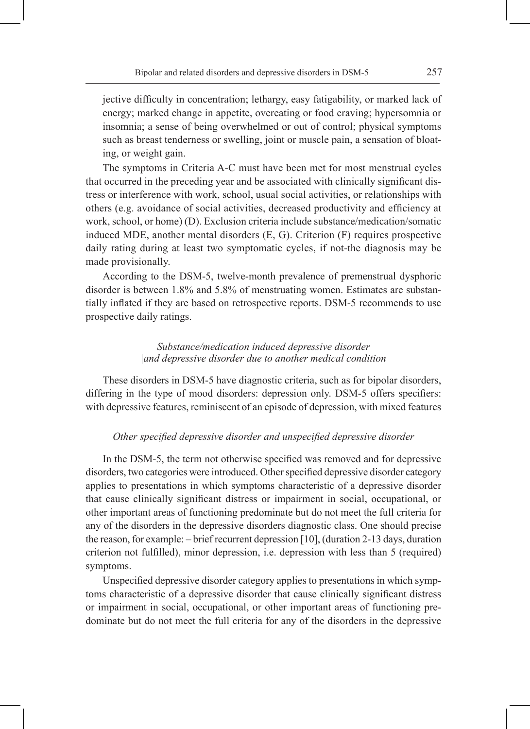jective difficulty in concentration; lethargy, easy fatigability, or marked lack of energy; marked change in appetite, overeating or food craving; hypersomnia or insomnia; a sense of being overwhelmed or out of control; physical symptoms such as breast tenderness or swelling, joint or muscle pain, a sensation of bloating, or weight gain.

The symptoms in Criteria A-C must have been met for most menstrual cycles that occurred in the preceding year and be associated with clinically significant distress or interference with work, school, usual social activities, or relationships with others (e.g. avoidance of social activities, decreased productivity and efficiency at work, school, or home) (D). Exclusion criteria include substance/medication/somatic induced MDE, another mental disorders (E, G). Criterion (F) requires prospective daily rating during at least two symptomatic cycles, if not-the diagnosis may be made provisionally.

According to the DSM-5, twelve-month prevalence of premenstrual dysphoric disorder is between 1.8% and 5.8% of menstruating women. Estimates are substantially inflated if they are based on retrospective reports. DSM-5 recommends to use prospective daily ratings.

### *Substance/medication induced depressive disorder |and depressive disorder due to another medical condition*

These disorders in DSM-5 have diagnostic criteria, such as for bipolar disorders, differing in the type of mood disorders: depression only. DSM-5 offers specifiers: with depressive features, reminiscent of an episode of depression, with mixed features

### *Other specified depressive disorder and unspecified depressive disorder*

In the DSM-5, the term not otherwise specified was removed and for depressive disorders, two categories were introduced. Other specified depressive disorder category applies to presentations in which symptoms characteristic of a depressive disorder that cause clinically significant distress or impairment in social, occupational, or other important areas of functioning predominate but do not meet the full criteria for any of the disorders in the depressive disorders diagnostic class. One should precise the reason, for example: – brief recurrent depression [10], (duration 2-13 days, duration criterion not fulfilled), minor depression, i.e. depression with less than 5 (required) symptoms.

Unspecified depressive disorder category applies to presentations in which symptoms characteristic of a depressive disorder that cause clinically significant distress or impairment in social, occupational, or other important areas of functioning predominate but do not meet the full criteria for any of the disorders in the depressive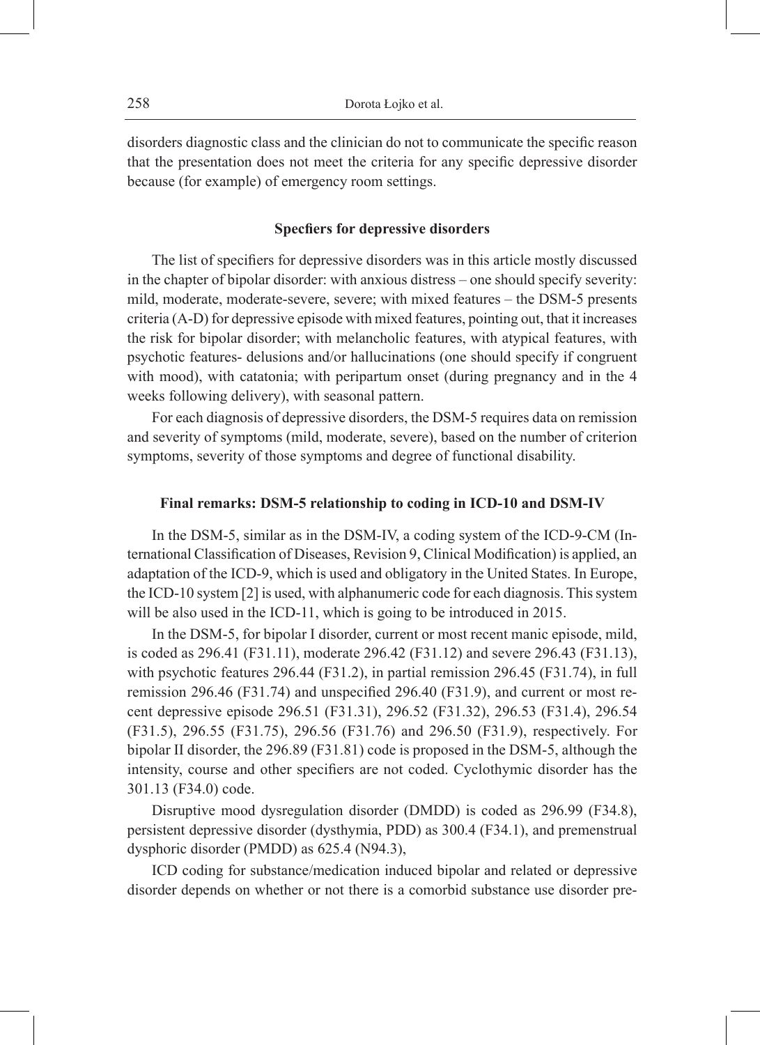disorders diagnostic class and the clinician do not to communicate the specific reason that the presentation does not meet the criteria for any specific depressive disorder because (for example) of emergency room settings.

### Specfiers for depressive disorders

The list of specifiers for depressive disorders was in this article mostly discussed in the chapter of bipolar disorder: with anxious distress – one should specify severity: mild, moderate, moderate-severe, severe; with mixed features – the DSM-5 presents criteria (A-D) for depressive episode with mixed features, pointing out, that it increases the risk for bipolar disorder; with melancholic features, with atypical features, with psychotic features- delusions and/or hallucinations (one should specify if congruent with mood), with catatonia; with peripartum onset (during pregnancy and in the 4 weeks following delivery), with seasonal pattern.

For each diagnosis of depressive disorders, the DSM-5 requires data on remission and severity of symptoms (mild, moderate, severe), based on the number of criterion symptoms, severity of those symptoms and degree of functional disability.

### Final remarks: DSM-5 relationship to coding in ICD-10 and DSM-IV

In the DSM-5, similar as in the DSM-IV, a coding system of the ICD-9-CM (International Classification of Diseases, Revision 9, Clinical Modification) is applied, an adaptation of the ICD-9, which is used and obligatory in the United States. In Europe, the ICD-10 system [2] is used, with alphanumeric code for each diagnosis. This system will be also used in the ICD-11, which is going to be introduced in 2015.

In the DSM-5, for bipolar I disorder, current or most recent manic episode, mild, is coded as 296.41 (F31.11), moderate 296.42 (F31.12) and severe 296.43 (F31.13), with psychotic features 296.44 (F31.2), in partial remission 296.45 (F31.74), in full remission 296.46 (F31.74) and unspecified 296.40 (F31.9), and current or most recent depressive episode 296.51 (F31.31), 296.52 (F31.32), 296.53 (F31.4), 296.54 (F31.5), 296.55 (F31.75), 296.56 (F31.76) and 296.50 (F31.9), respectively. For bipolar II disorder, the 296.89 (F31.81) code is proposed in the DSM-5, although the intensity, course and other specifiers are not coded. Cyclothymic disorder has the 301.13 (F34.0) code.

Disruptive mood dysregulation disorder (DMDD) is coded as 296.99 (F34.8), persistent depressive disorder (dysthymia, PDD) as 300.4 (F34.1), and premenstrual dysphoric disorder (PMDD) as 625.4 (N94.3),

ICD coding for substance/medication induced bipolar and related or depressive disorder depends on whether or not there is a comorbid substance use disorder pre-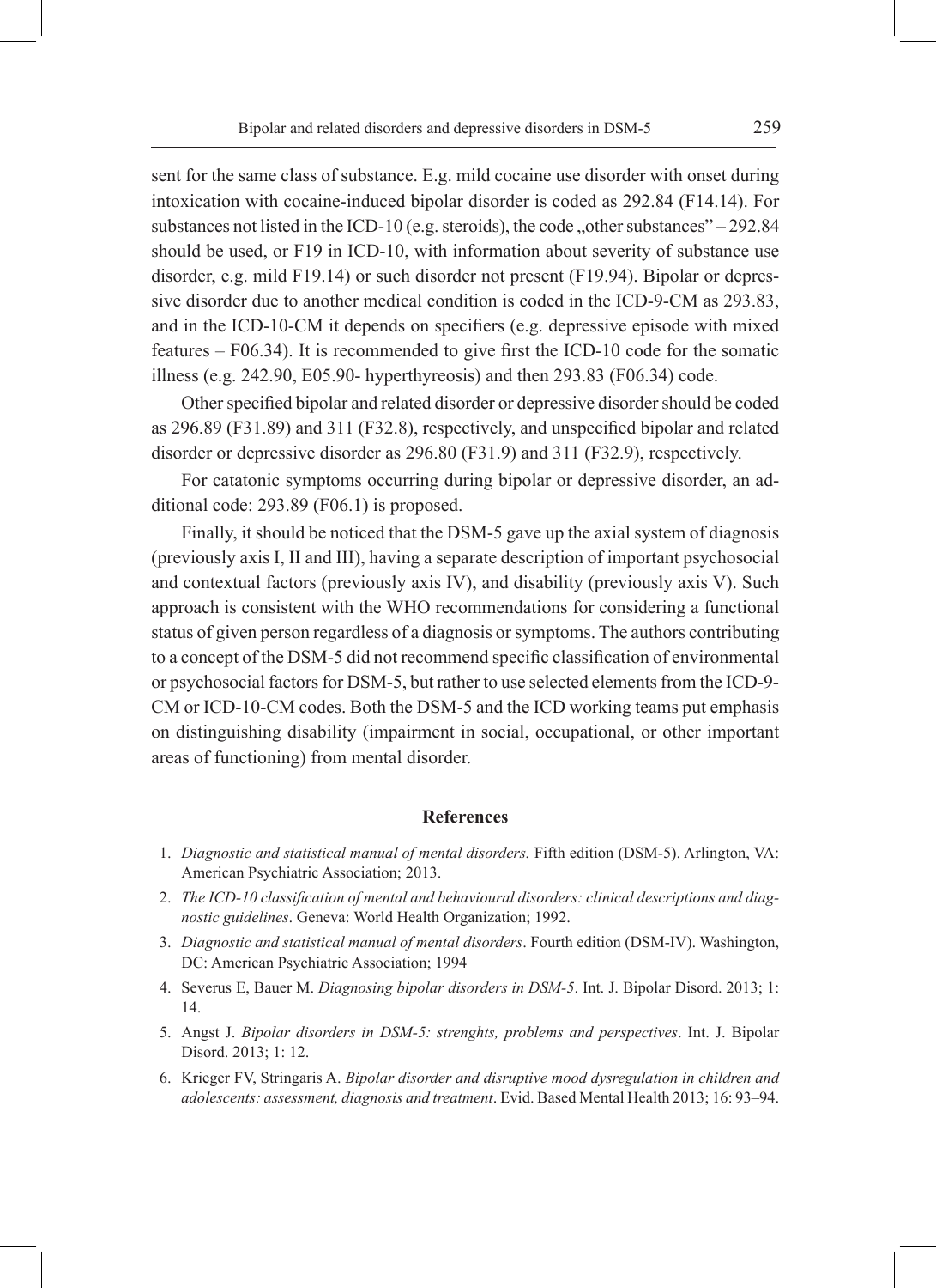sent for the same class of substance. E.g. mild cocaine use disorder with onset during intoxication with cocaine-induced bipolar disorder is coded as 292.84 (F14.14). For substances not listed in the ICD-10 (e.g. steroids), the code „other substances" – 292.84 should be used, or F19 in ICD-10, with information about severity of substance use disorder, e.g. mild F19.14) or such disorder not present (F19.94). Bipolar or depressive disorder due to another medical condition is coded in the ICD-9-CM as 293.83, and in the ICD-10-CM it depends on specifiers (e.g. depressive episode with mixed features – F06.34). It is recommended to give first the ICD-10 code for the somatic illness (e.g. 242.90, E05.90- hyperthyreosis) and then 293.83 (F06.34) code.

Other specified bipolar and related disorder or depressive disorder should be coded as 296.89 (F31.89) and 311 (F32.8), respectively, and unspecified bipolar and related disorder or depressive disorder as 296.80 (F31.9) and 311 (F32.9), respectively.

For catatonic symptoms occurring during bipolar or depressive disorder, an additional code: 293.89 (F06.1) is proposed.

Finally, it should be noticed that the DSM-5 gave up the axial system of diagnosis (previously axis I, II and III), having a separate description of important psychosocial and contextual factors (previously axis IV), and disability (previously axis V). Such approach is consistent with the WHO recommendations for considering a functional status of given person regardless of a diagnosis or symptoms. The authors contributing to a concept of the DSM-5 did not recommend specific classification of environmental or psychosocial factors for DSM-5, but rather to use selected elements from the ICD-9-CM or ICD-10-CM codes. Both the DSM-5 and the ICD working teams put emphasis on distinguishing disability (impairment in social, occupational, or other important areas of functioning) from mental disorder.

## References

1. *Diagnostic and statistical manual of mental disorders.* Fifth edition (DSM-5). Arlington, VA: American Psychiatric Association; 2013.
2. *The ICD-10 classification of mental and behavioural disorders: clinical descriptions and diagnostic guidelines*. Geneva: World Health Organization; 1992.
3. *Diagnostic and statistical manual of mental disorders*. Fourth edition (DSM-IV). Washington, DC: American Psychiatric Association; 1994
4. Severus E, Bauer M. *Diagnosing bipolar disorders in DSM-5*. Int. J. Bipolar Disord. 2013; 1: 14.
5. Angst J. *Bipolar disorders in DSM-5: strenghts, problems and perspectives*. Int. J. Bipolar Disord. 2013; 1: 12.
6. Krieger FV, Stringaris A. *Bipolar disorder and disruptive mood dysregulation in children and adolescents: assessment, diagnosis and treatment*. Evid. Based Mental Health 2013; 16: 93–94.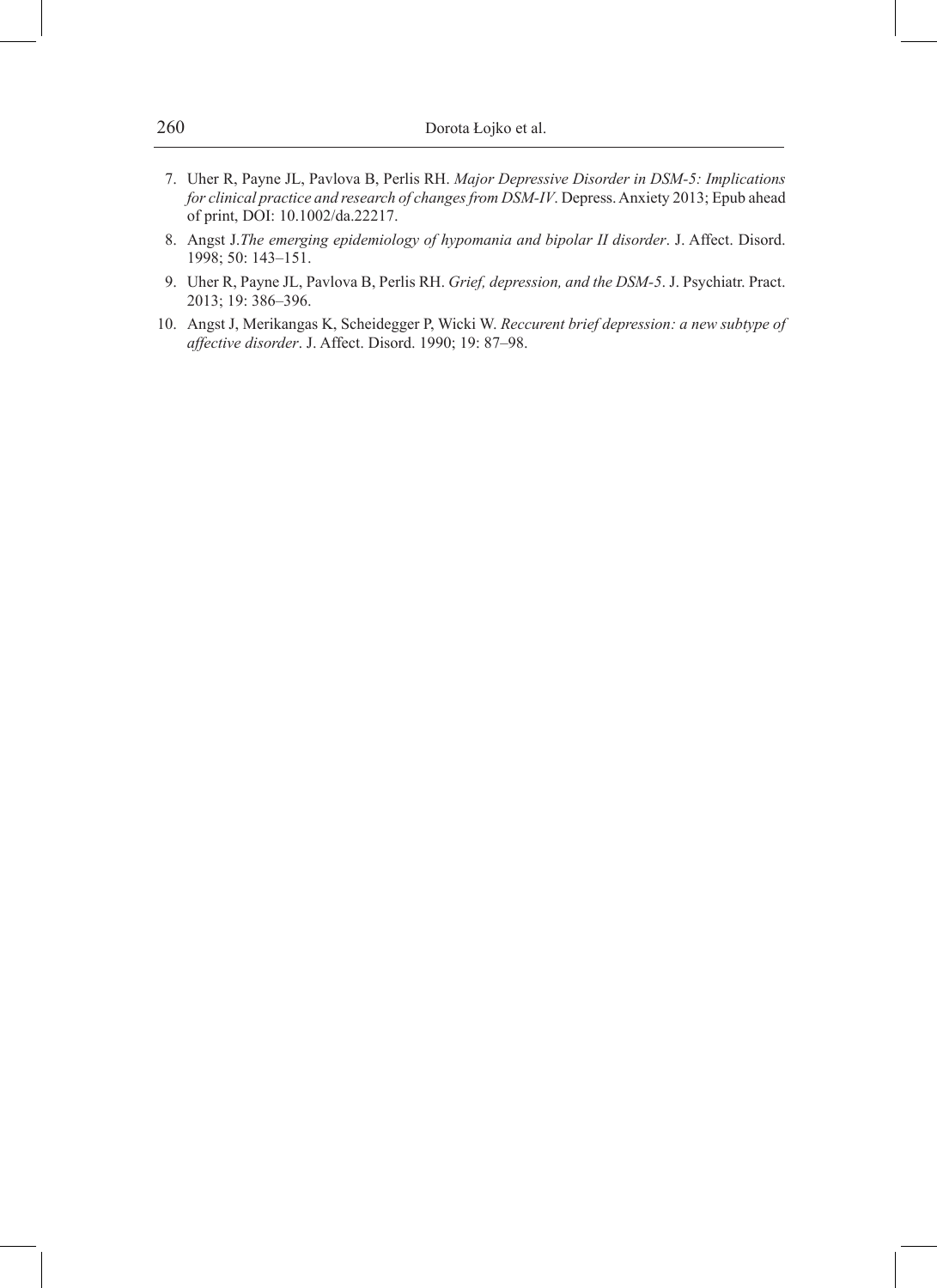7. Uher R, Payne JL, Pavlova B, Perlis RH. *Major Depressive Disorder in DSM-5: Implications for clinical practice and research of changes from DSM-IV*. Depress. Anxiety 2013; Epub ahead of print, DOI: 10.1002/da.22217.
8. Angst J.*The emerging epidemiology of hypomania and bipolar II disorder*. J. Affect. Disord. 1998; 50: 143–151.
9. Uher R, Payne JL, Pavlova B, Perlis RH. *Grief, depression, and the DSM-5*. J. Psychiatr. Pract. 2013; 19: 386–396.
10. Angst J, Merikangas K, Scheidegger P, Wicki W. *Reccurent brief depression: a new subtype of affective disorder*. J. Affect. Disord. 1990; 19: 87–98.